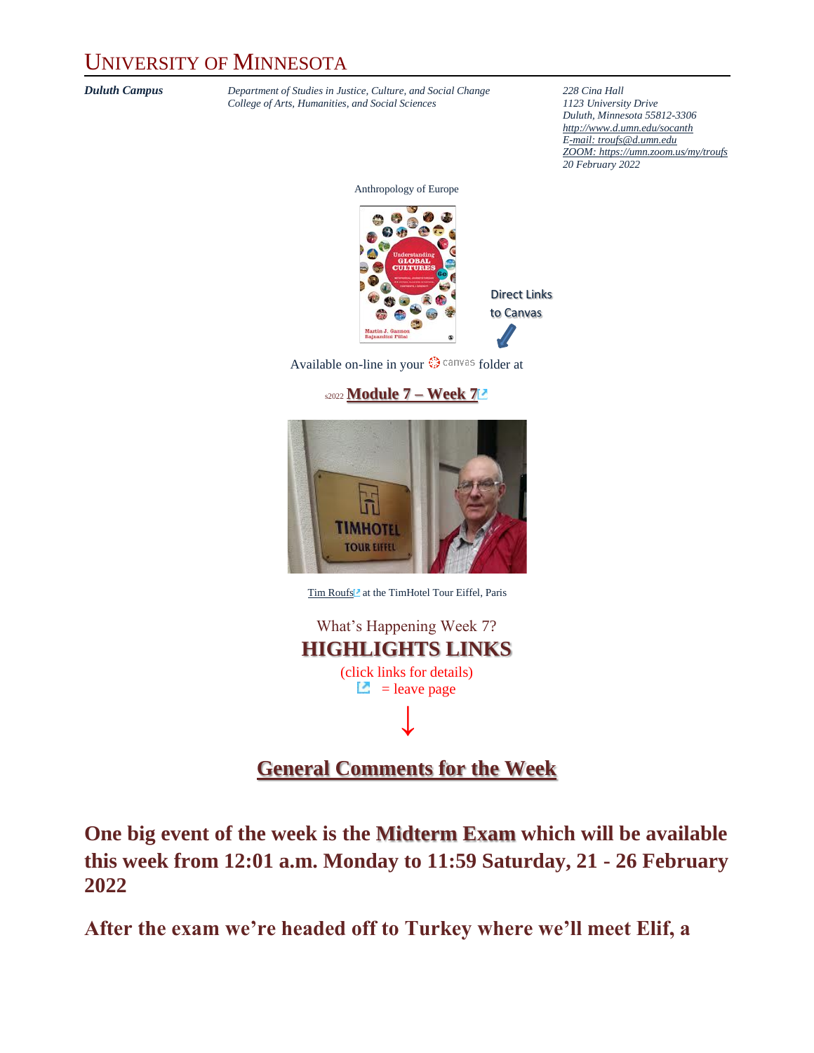# UNIVERSITY OF MINNESOTA

***Duluth Campus***

*Department of Studies in Justice, Culture, and Social Change*
*College of Arts, Humanities, and Social Sciences*

*228 Cina Hall*
*1123 University Drive*
*Duluth, Minnesota 55812-3306*
*http://www.d.umn.edu/socanth*
*E-mail: troufs@d.umn.edu*
*ZOOM: https://umn.zoom.us/my/troufs*
*20 February 2022*

Anthropology of Europe

Direct Links to Canvas

Available on-line in your canvas folder at

s2022 **Module 7 – Week 7**

Tim Roufs at the TimHotel Tour Eiffel, Paris

What's Happening Week 7?

## HIGHLIGHTS LINKS

(click links for details)

= leave page

↓

## General Comments for the Week

**One big event of the week is the Midterm Exam which will be available this week from 12:01 a.m. Monday to 11:59 Saturday, 21 - 26 February 2022**

**After the exam we're headed off to Turkey where we'll meet Elif, a**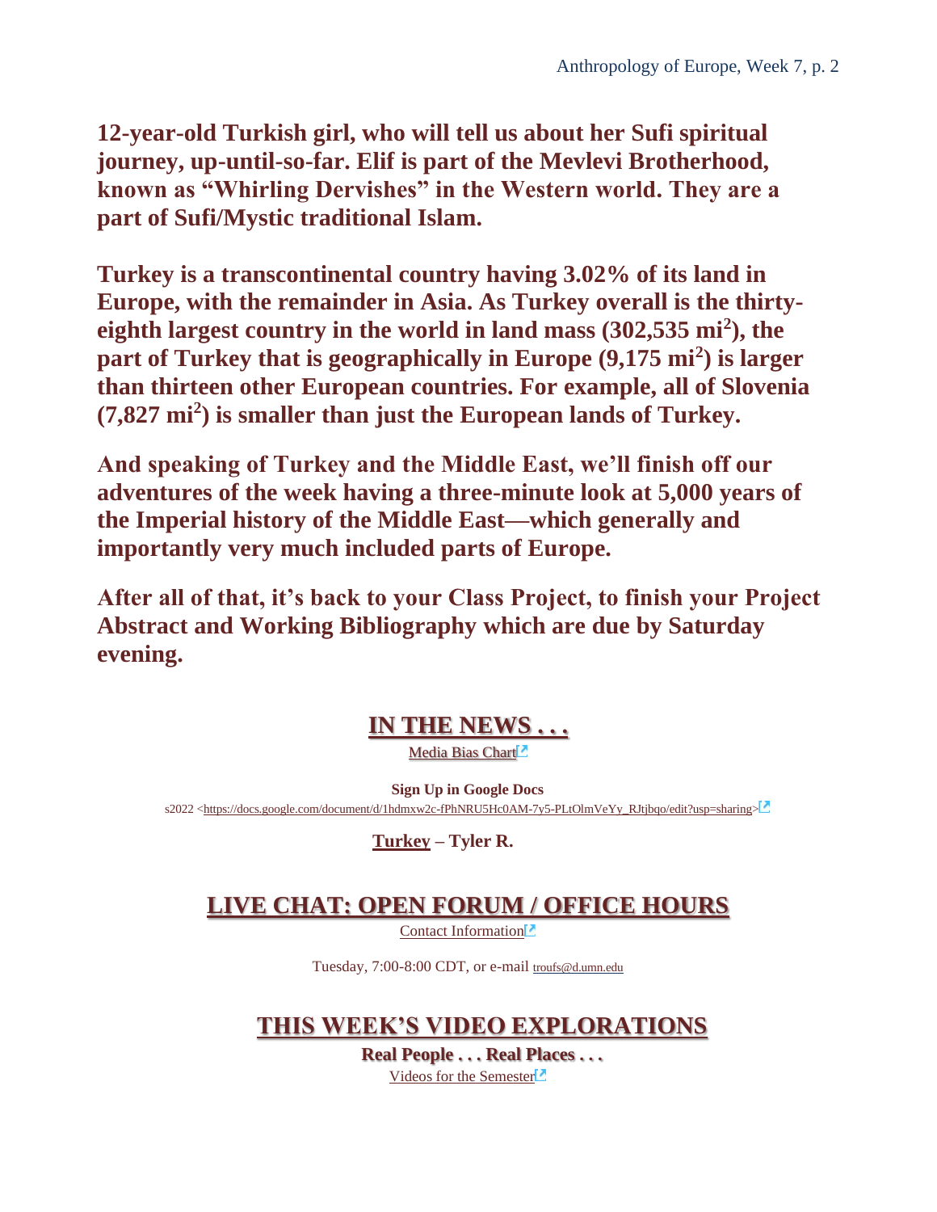**12-year-old Turkish girl, who will tell us about her Sufi spiritual journey, up-until-so-far. Elif is part of the Mevlevi Brotherhood, known as "Whirling Dervishes" in the Western world. They are a part of Sufi/Mystic traditional Islam.**

**Turkey is a transcontinental country having 3.02% of its land in Europe, with the remainder in Asia. As Turkey overall is the thirty-eighth largest country in the world in land mass (302,535 mi$^2$), the part of Turkey that is geographically in Europe (9,175 mi$^2$) is larger than thirteen other European countries. For example, all of Slovenia (7,827 mi$^2$) is smaller than just the European lands of Turkey.**

**And speaking of Turkey and the Middle East, we'll finish off our adventures of the week having a three-minute look at 5,000 years of the Imperial history of the Middle East—which generally and importantly very much included parts of Europe.**

**After all of that, it's back to your Class Project, to finish your Project Abstract and Working Bibliography which are due by Saturday evening.**

## IN THE NEWS . . .

Media Bias Chart

**Sign Up in Google Docs**

s2022 <https://docs.google.com/document/d/1hdmxw2c-fPhNRU5Hc0AM-7y5-PLtOlmVeYy_RJtjbqo/edit?usp=sharing>

**Turkey – Tyler R.**

## LIVE CHAT: OPEN FORUM / OFFICE HOURS

Contact Information

Tuesday, 7:00-8:00 CDT, or e-mail troufs@d.umn.edu

## THIS WEEK'S VIDEO EXPLORATIONS

**Real People . . . Real Places . . .**

Videos for the Semester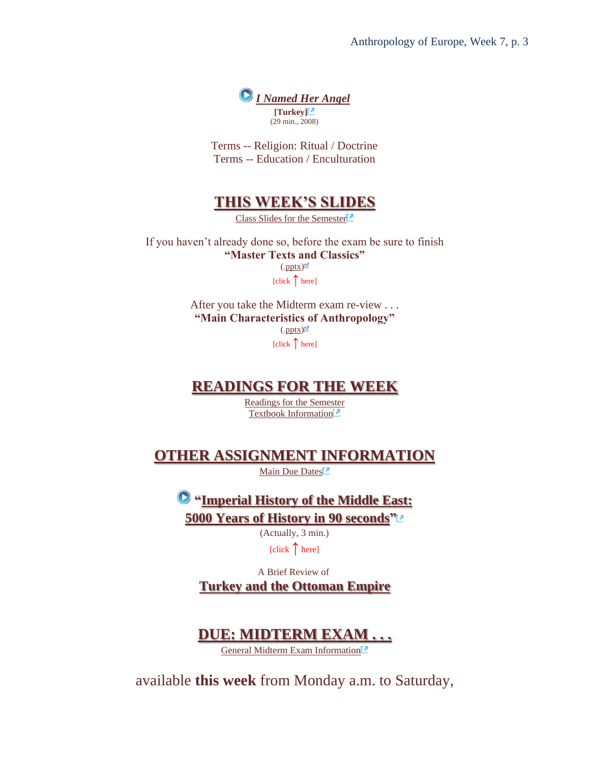***I Named Her Angel***
**[Turkey]**
(29 min., 2008)

Terms -- Religion: Ritual / Doctrine
Terms -- Education / Enculturation

## THIS WEEK'S SLIDES

Class Slides for the Semester

If you haven't already done so, before the exam be sure to finish
**"Master Texts and Classics"**
(.pptx)
[click ↑ here]

After you take the Midterm exam re-view . . .
**"Main Characteristics of Anthropology"**
(.pptx)
[click ↑ here]

## READINGS FOR THE WEEK

Readings for the Semester
Textbook Information

## OTHER ASSIGNMENT INFORMATION

Main Due Dates

**"Imperial History of the Middle East: 5000 Years of History in 90 seconds"**
(Actually, 3 min.)
[click ↑ here]

A Brief Review of
**Turkey and the Ottoman Empire**

## DUE: MIDTERM EXAM . . .

General Midterm Exam Information

available **this week** from Monday a.m. to Saturday,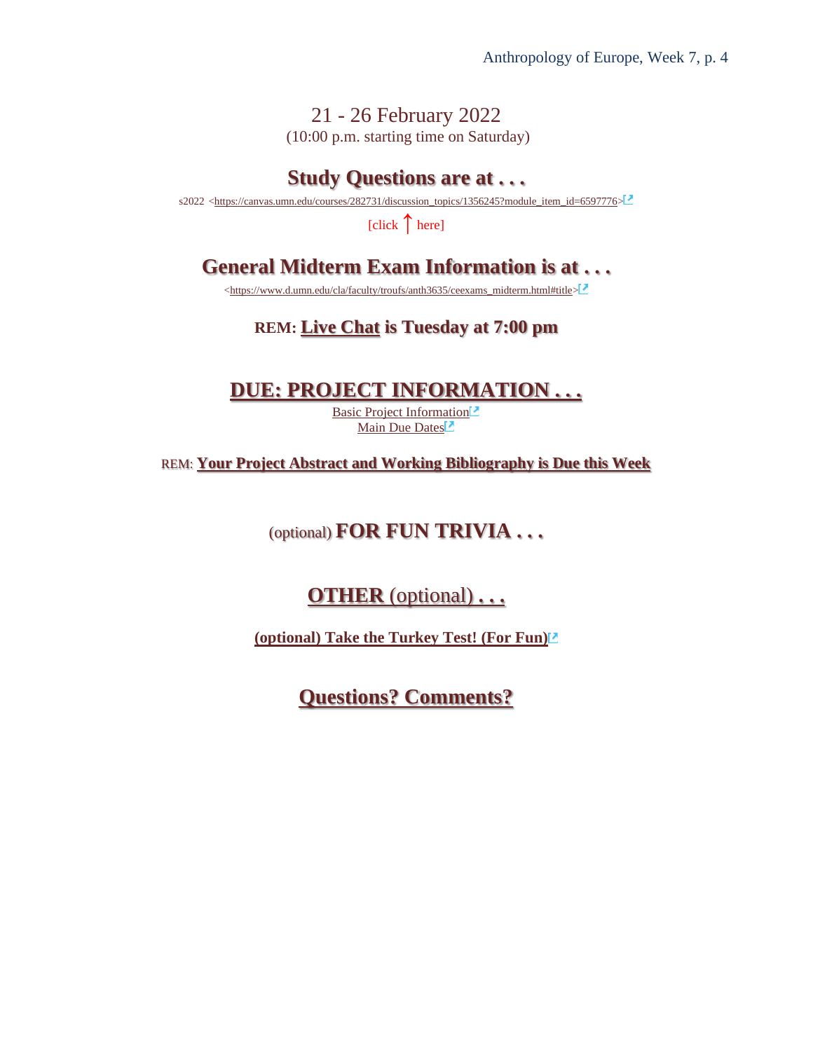# 21 - 26 February 2022

(10:00 p.m. starting time on Saturday)

## Study Questions are at . . .

s2022 <https://canvas.umn.edu/courses/282731/discussion_topics/1356245?module_item_id=6597776>

[click ↑ here]

## General Midterm Exam Information is at . . .

<https://www.d.umn.edu/cla/faculty/troufs/anth3635/ceexams_midterm.html#title>

**REM: Live Chat is Tuesday at 7:00 pm**

## DUE: PROJECT INFORMATION . . .

Basic Project Information

Main Due Dates

REM: **Your Project Abstract and Working Bibliography is Due this Week**

## (optional) FOR FUN TRIVIA . . .

## OTHER (optional) . . .

**(optional) Take the Turkey Test! (For Fun)**

## Questions? Comments?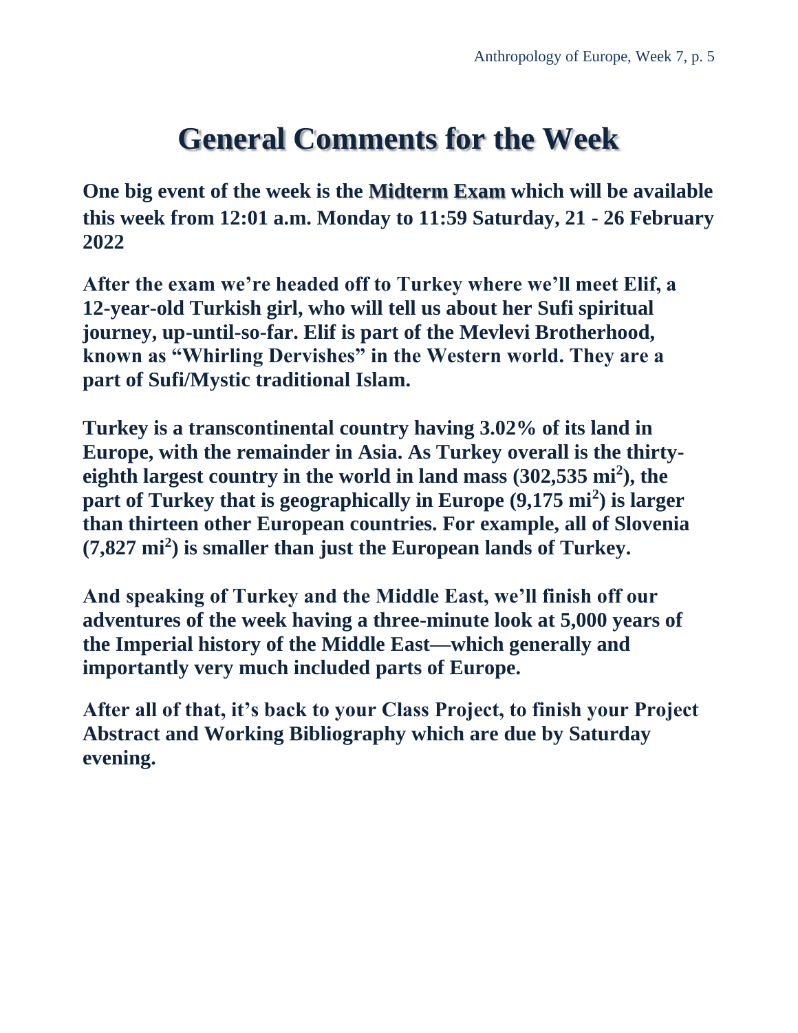# General Comments for the Week

**One big event of the week is the Midterm Exam which will be available this week from 12:01 a.m. Monday to 11:59 Saturday, 21 - 26 February 2022**

**After the exam we're headed off to Turkey where we'll meet Elif, a 12-year-old Turkish girl, who will tell us about her Sufi spiritual journey, up-until-so-far. Elif is part of the Mevlevi Brotherhood, known as "Whirling Dervishes" in the Western world. They are a part of Sufi/Mystic traditional Islam.**

**Turkey is a transcontinental country having 3.02% of its land in Europe, with the remainder in Asia. As Turkey overall is the thirty-eighth largest country in the world in land mass (302,535 $mi^2$), the part of Turkey that is geographically in Europe (9,175 $mi^2$) is larger than thirteen other European countries. For example, all of Slovenia (7,827 $mi^2$) is smaller than just the European lands of Turkey.**

**And speaking of Turkey and the Middle East, we'll finish off our adventures of the week having a three-minute look at 5,000 years of the Imperial history of the Middle East—which generally and importantly very much included parts of Europe.**

**After all of that, it's back to your Class Project, to finish your Project Abstract and Working Bibliography which are due by Saturday evening.**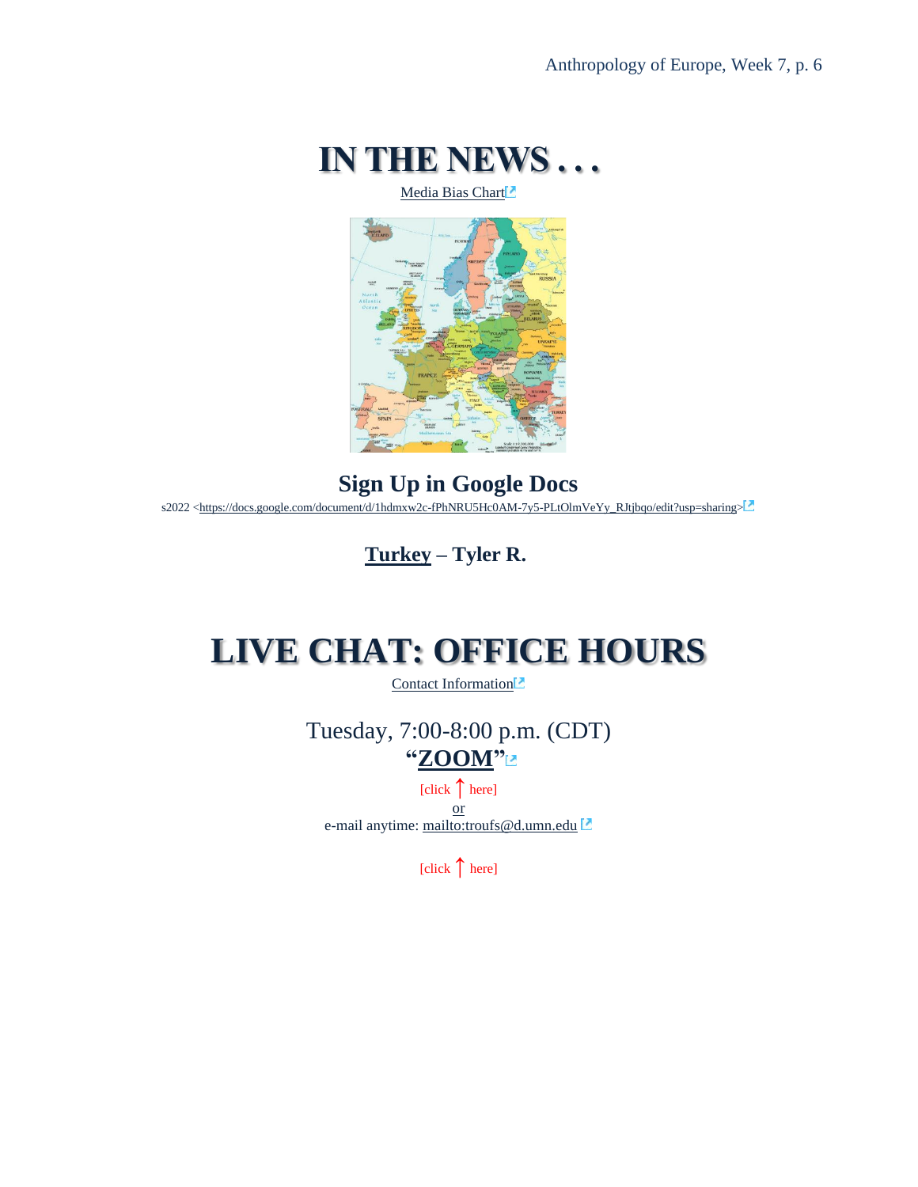# IN THE NEWS . . .

Media Bias Chart

## Sign Up in Google Docs

s2022 <https://docs.google.com/document/d/1hdmxw2c-fPhNRU5Hc0AM-7y5-PLtOlmVeYy_RJtjbqo/edit?usp=sharing>

### Turkey – Tyler R.

# LIVE CHAT: OFFICE HOURS

Contact Information

Tuesday, 7:00-8:00 p.m. (CDT)

**"ZOOM"**

[click ↑ here]

or

e-mail anytime: mailto:troufs@d.umn.edu

[click ↑ here]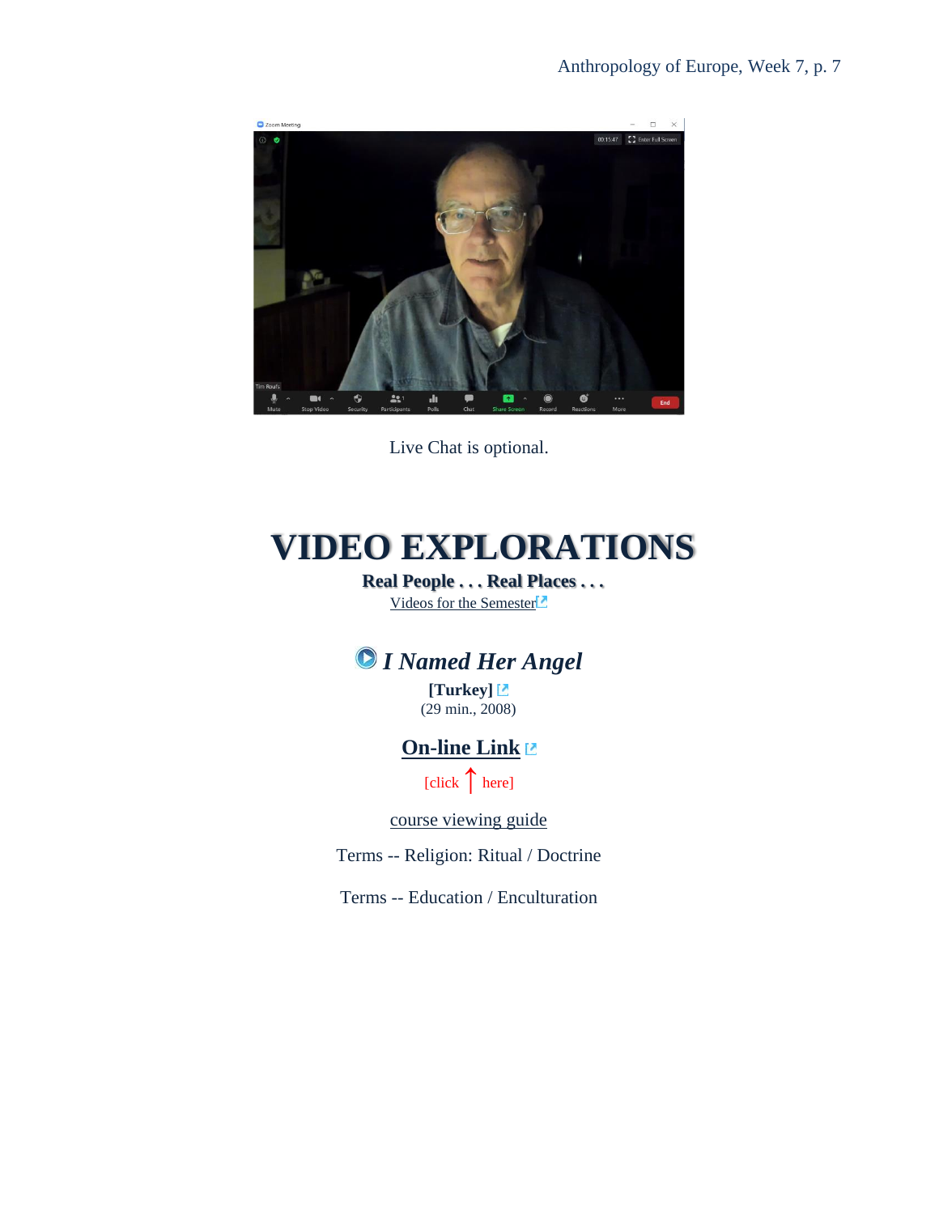Live Chat is optional.

# VIDEO EXPLORATIONS

**Real People . . . Real Places . . .**

Videos for the Semester

## *I Named Her Angel*

**[Turkey]**

(29 min., 2008)

### On-line Link

[click ↑ here]

course viewing guide

Terms -- Religion: Ritual / Doctrine

Terms -- Education / Enculturation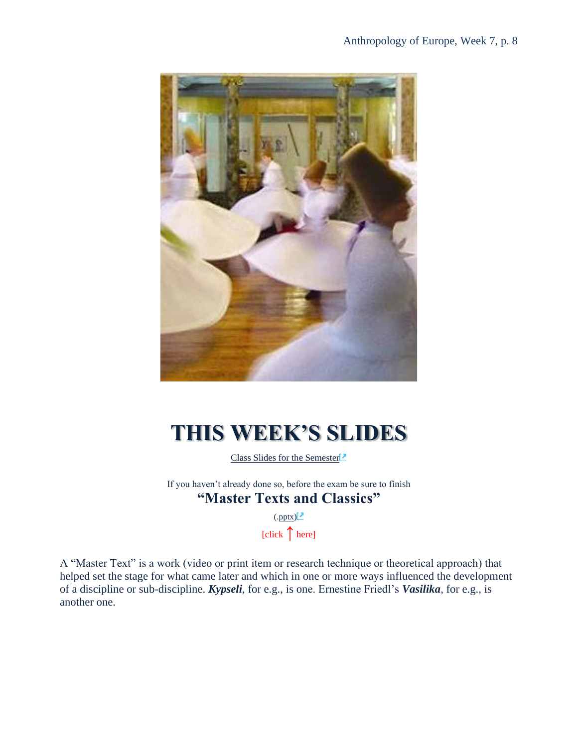# THIS WEEK'S SLIDES

Class Slides for the Semester

If you haven't already done so, before the exam be sure to finish

## "Master Texts and Classics"

(.pptx)

[click ↑ here]

A "Master Text" is a work (video or print item or research technique or theoretical approach) that helped set the stage for what came later and which in one or more ways influenced the development of a discipline or sub-discipline. ***Kypseli***, for e.g., is one. Ernestine Friedl's ***Vasilika***, for e.g., is another one.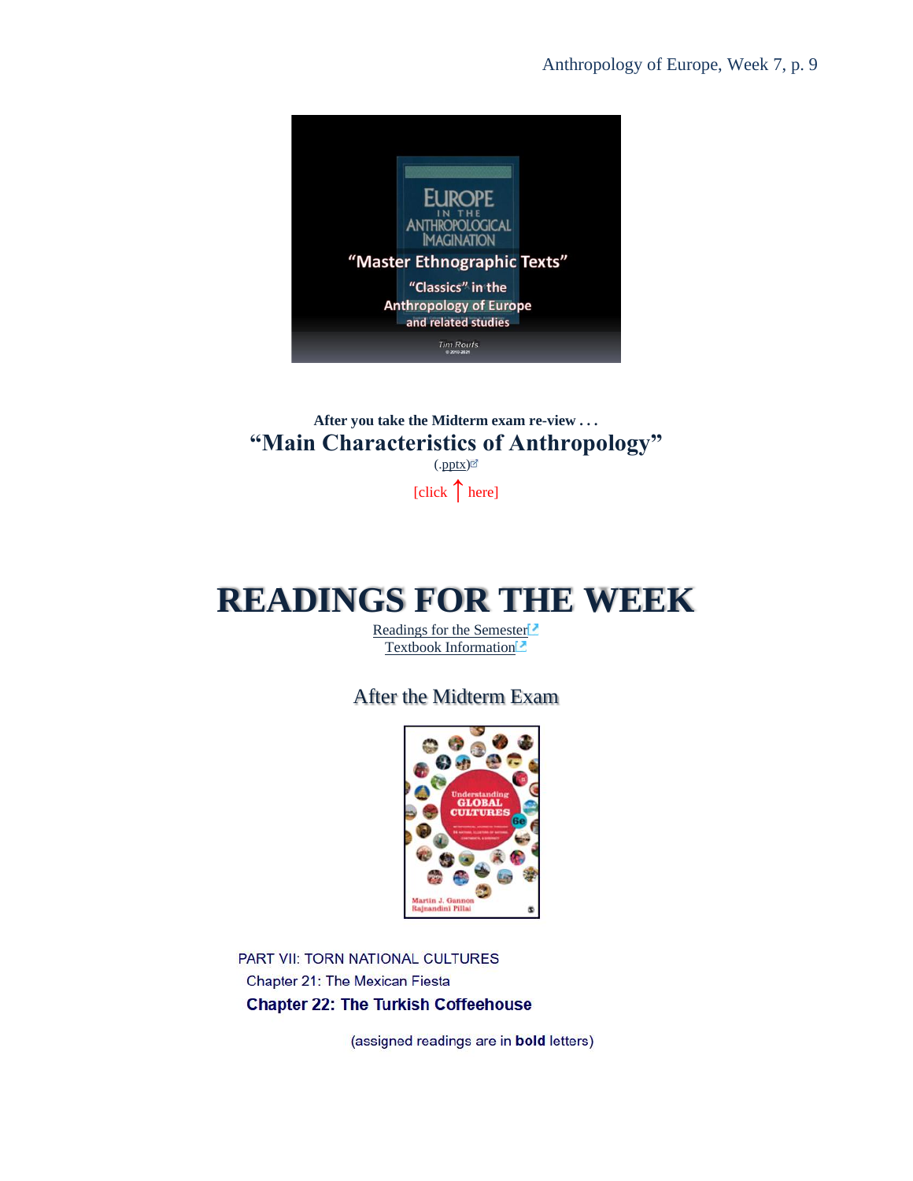**After you take the Midterm exam re-view . . .**

## "Main Characteristics of Anthropology"

(.pptx)

[click ↑ here]

# READINGS FOR THE WEEK

Readings for the Semester

Textbook Information

### After the Midterm Exam

PART VII: TORN NATIONAL CULTURES

Chapter 21: The Mexican Fiesta

**Chapter 22: The Turkish Coffeehouse**

(assigned readings are in **bold** letters)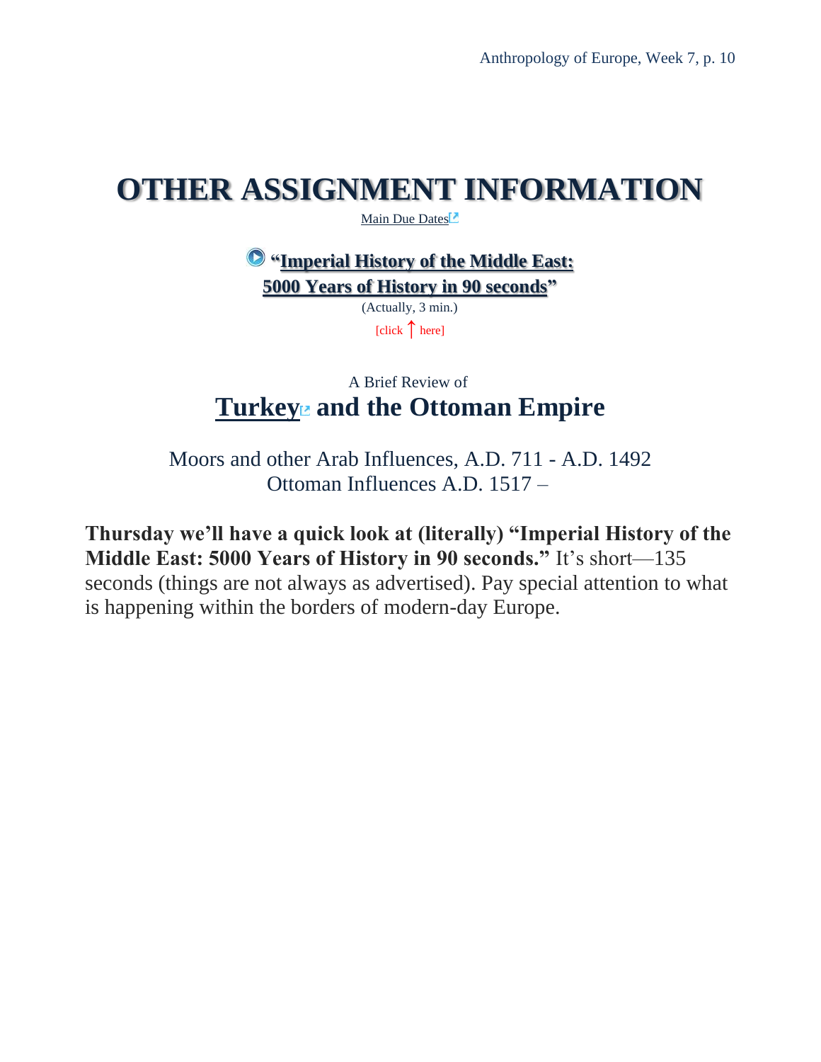# OTHER ASSIGNMENT INFORMATION

Main Due Dates

**"Imperial History of the Middle East: 5000 Years of History in 90 seconds"**

(Actually, 3 min.)

[click ↑ here]

A Brief Review of

## Turkey and the Ottoman Empire

Moors and other Arab Influences, A.D. 711 - A.D. 1492
Ottoman Influences A.D. 1517 –

**Thursday we'll have a quick look at (literally) "Imperial History of the Middle East: 5000 Years of History in 90 seconds."** It's short—135 seconds (things are not always as advertised). Pay special attention to what is happening within the borders of modern-day Europe.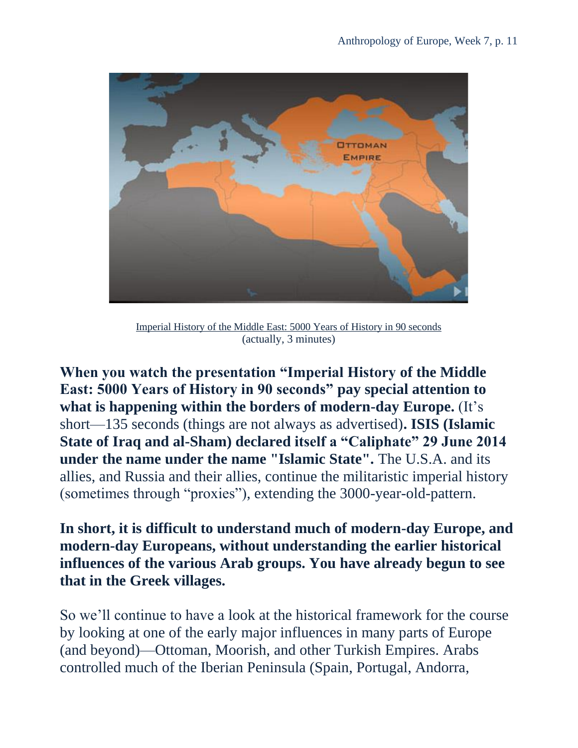[Imperial History of the Middle East: 5000 Years of History in 90 seconds](#)
(actually, 3 minutes)

**When you watch the presentation "Imperial History of the Middle East: 5000 Years of History in 90 seconds" pay special attention to what is happening within the borders of modern-day Europe.** (It's short—135 seconds (things are not always as advertised)**. ISIS (Islamic State of Iraq and al-Sham) declared itself a "Caliphate" 29 June 2014 under the name under the name "Islamic State".** The U.S.A. and its allies, and Russia and their allies, continue the militaristic imperial history (sometimes through "proxies"), extending the 3000-year-old-pattern.

**In short, it is difficult to understand much of modern-day Europe, and modern-day Europeans, without understanding the earlier historical influences of the various Arab groups. You have already begun to see that in the Greek villages.**

So we'll continue to have a look at the historical framework for the course by looking at one of the early major influences in many parts of Europe (and beyond)—Ottoman, Moorish, and other Turkish Empires. Arabs controlled much of the Iberian Peninsula (Spain, Portugal, Andorra,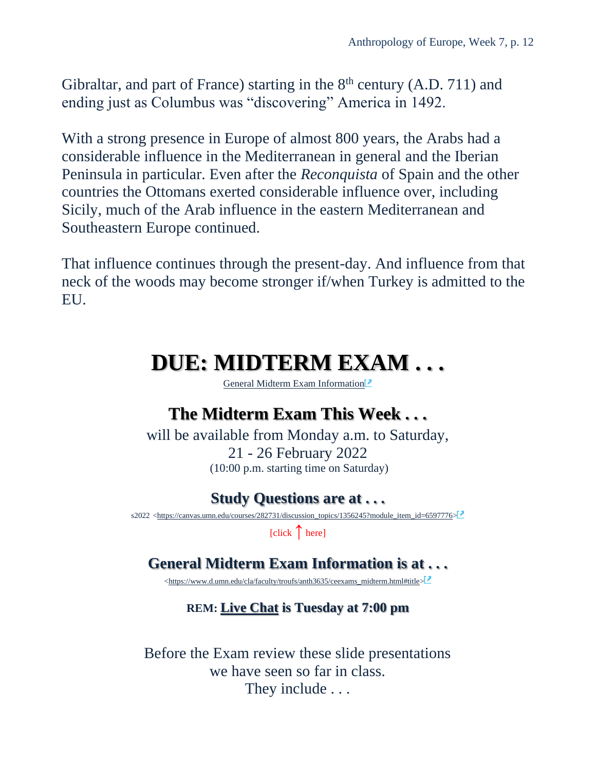Gibraltar, and part of France) starting in the 8th century (A.D. 711) and ending just as Columbus was "discovering" America in 1492.

With a strong presence in Europe of almost 800 years, the Arabs had a considerable influence in the Mediterranean in general and the Iberian Peninsula in particular. Even after the *Reconquista* of Spain and the other countries the Ottomans exerted considerable influence over, including Sicily, much of the Arab influence in the eastern Mediterranean and Southeastern Europe continued.

That influence continues through the present-day. And influence from that neck of the woods may become stronger if/when Turkey is admitted to the EU.

# DUE: MIDTERM EXAM . . .

[General Midterm Exam Information](https://www.d.umn.edu/cla/faculty/troufs/anth3635/ceexams_midterm.html#title)

## The Midterm Exam This Week . . .

will be available from Monday a.m. to Saturday,
21 - 26 February 2022
(10:00 p.m. starting time on Saturday)

### Study Questions are at . . .

s2022 <https://canvas.umn.edu/courses/282731/discussion_topics/1356245?module_item_id=6597776>

[click ↑ here]

### General Midterm Exam Information is at . . .

<https://www.d.umn.edu/cla/faculty/troufs/anth3635/ceexams_midterm.html#title>

**REM: Live Chat is Tuesday at 7:00 pm**

Before the Exam review these slide presentations
we have seen so far in class.
They include . . .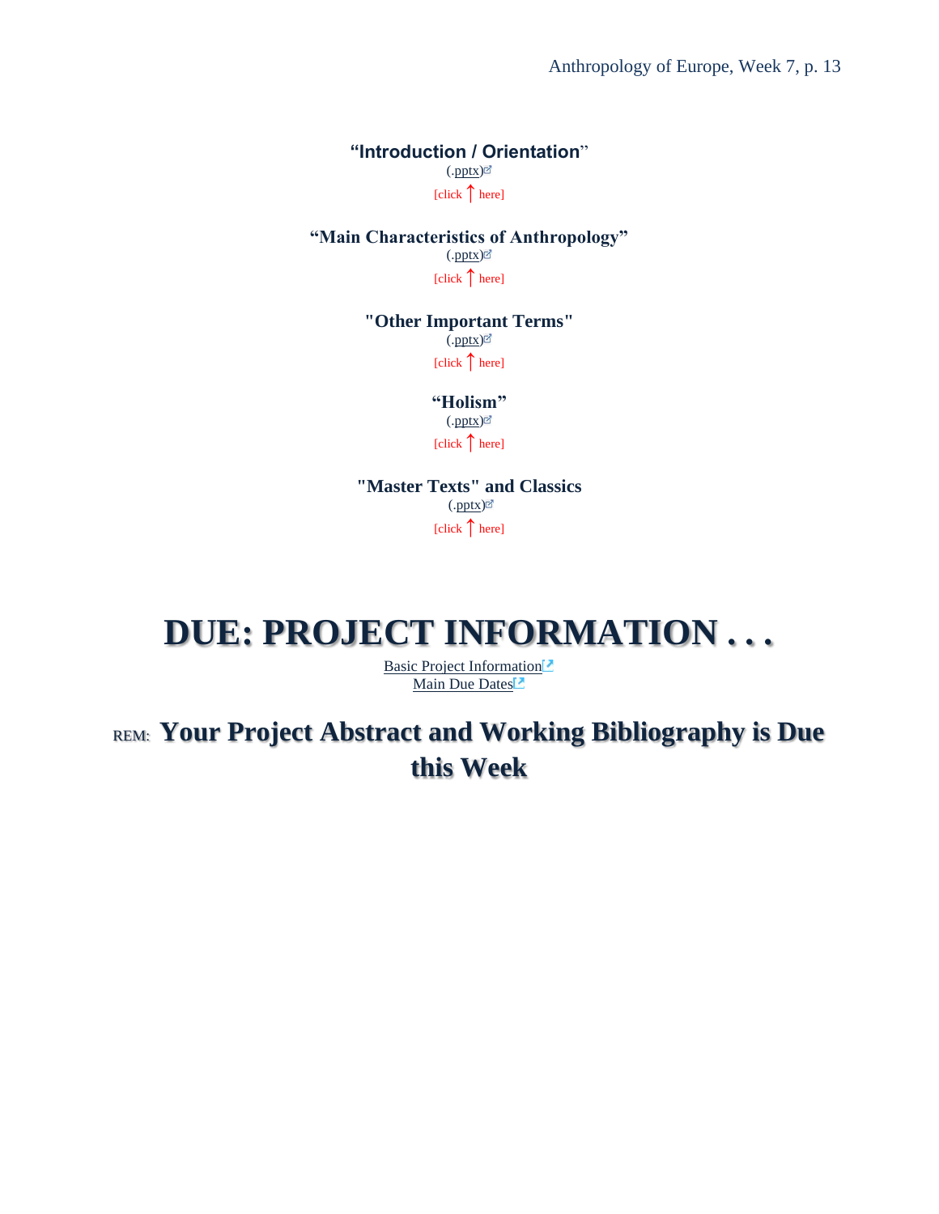**“Introduction / Orientation”**
(.pptx)
[click ↑ here]

**“Main Characteristics of Anthropology”**
(.pptx)
[click ↑ here]

**"Other Important Terms"**
(.pptx)
[click ↑ here]

**“Holism”**
(.pptx)
[click ↑ here]

**"Master Texts" and Classics**
(.pptx)
[click ↑ here]

# DUE: PROJECT INFORMATION . . .

Basic Project Information
Main Due Dates

## REM: Your Project Abstract and Working Bibliography is Due this Week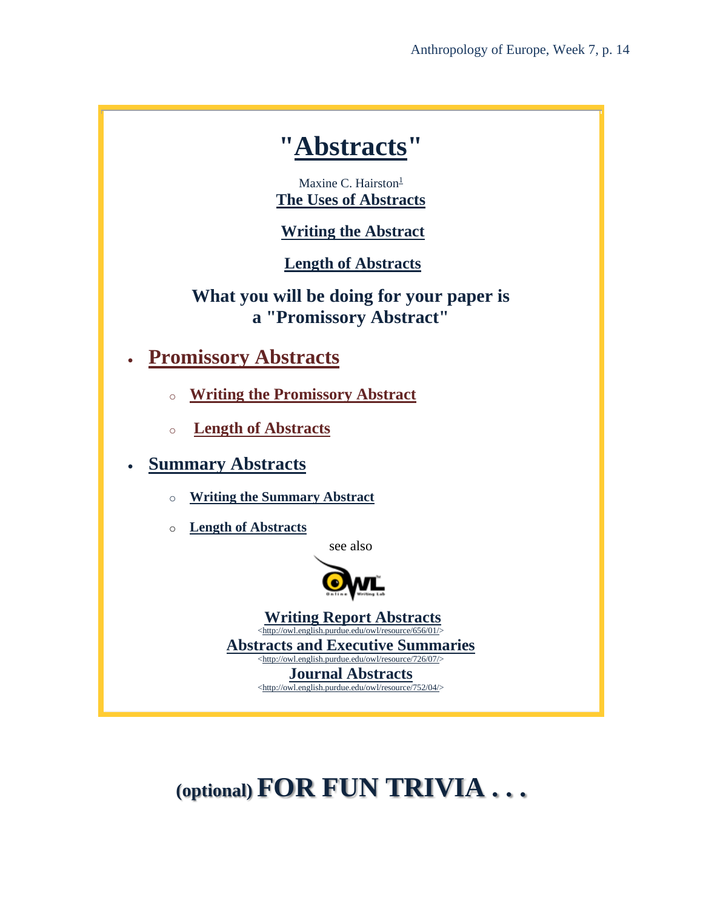# "Abstracts"

Maxine C. Hairston[1]

**The Uses of Abstracts**

**Writing the Abstract**

**Length of Abstracts**

## What you will be doing for your paper is a "Promissory Abstract"

- **Promissory Abstracts**
  - **Writing the Promissory Abstract**
  - **Length of Abstracts**
- **Summary Abstracts**
  - **Writing the Summary Abstract**
  - **Length of Abstracts**

see also

OWL Online Writing Lab

**Writing Report Abstracts**
<http://owl.english.purdue.edu/owl/resource/656/01/>

**Abstracts and Executive Summaries**
<http://owl.english.purdue.edu/owl/resource/726/07/>

**Journal Abstracts**
<http://owl.english.purdue.edu/owl/resource/752/04/>

# (optional) FOR FUN TRIVIA . . .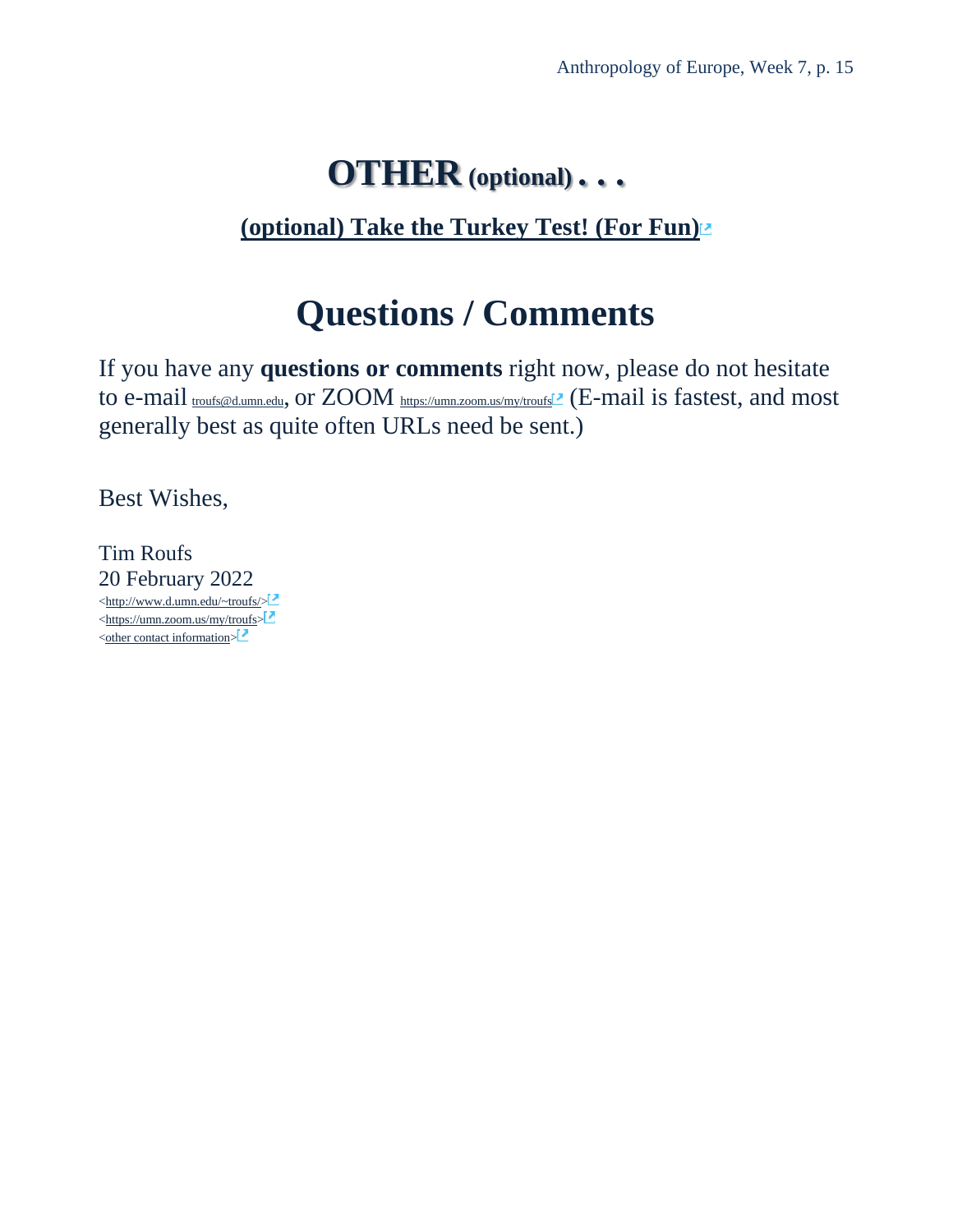# OTHER (optional) . . .

**(optional) Take the Turkey Test! (For Fun)**

# Questions / Comments

If you have any **questions or comments** right now, please do not hesitate to e-mail troufs@d.umn.edu, or ZOOM https://umn.zoom.us/my/troufs (E-mail is fastest, and most generally best as quite often URLs need be sent.)

Best Wishes,

Tim Roufs
20 February 2022
<http://www.d.umn.edu/~troufs/>
<https://umn.zoom.us/my/troufs>
<other contact information>